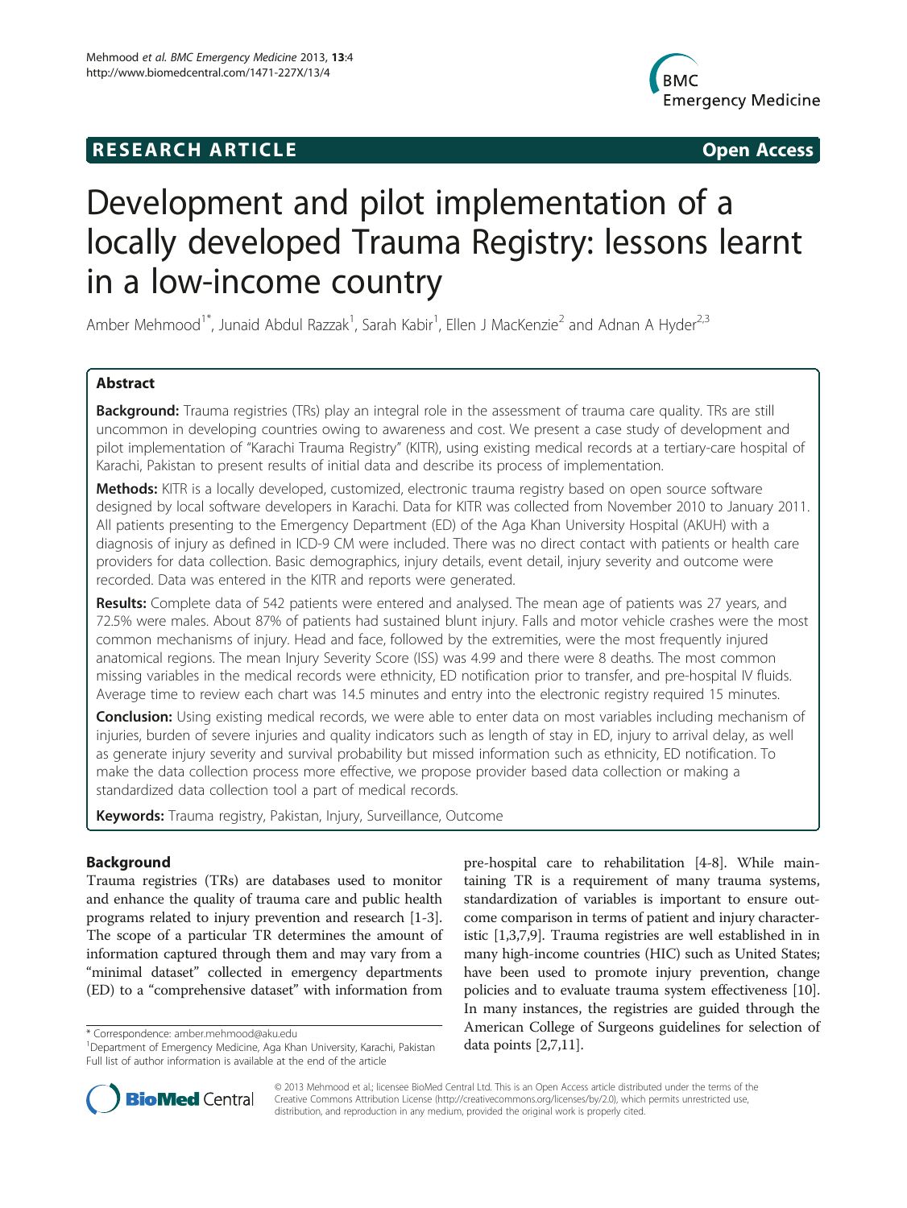RESEARCH ARTICLE Open Access

# Development and pilot implementation of a locally developed Trauma Registry: lessons learnt in a low-income country

Amber Mehmood[1*], Junaid Abdul Razzak[1], Sarah Kabir[1], Ellen J MacKenzie[2] and Adnan A Hyder[2,3]

## Abstract

**Background:** Trauma registries (TRs) play an integral role in the assessment of trauma care quality. TRs are still uncommon in developing countries owing to awareness and cost. We present a case study of development and pilot implementation of "Karachi Trauma Registry" (KITR), using existing medical records at a tertiary-care hospital of Karachi, Pakistan to present results of initial data and describe its process of implementation.

**Methods:** KITR is a locally developed, customized, electronic trauma registry based on open source software designed by local software developers in Karachi. Data for KITR was collected from November 2010 to January 2011. All patients presenting to the Emergency Department (ED) of the Aga Khan University Hospital (AKUH) with a diagnosis of injury as defined in ICD-9 CM were included. There was no direct contact with patients or health care providers for data collection. Basic demographics, injury details, event detail, injury severity and outcome were recorded. Data was entered in the KITR and reports were generated.

**Results:** Complete data of 542 patients were entered and analysed. The mean age of patients was 27 years, and 72.5% were males. About 87% of patients had sustained blunt injury. Falls and motor vehicle crashes were the most common mechanisms of injury. Head and face, followed by the extremities, were the most frequently injured anatomical regions. The mean Injury Severity Score (ISS) was 4.99 and there were 8 deaths. The most common missing variables in the medical records were ethnicity, ED notification prior to transfer, and pre-hospital IV fluids. Average time to review each chart was 14.5 minutes and entry into the electronic registry required 15 minutes.

**Conclusion:** Using existing medical records, we were able to enter data on most variables including mechanism of injuries, burden of severe injuries and quality indicators such as length of stay in ED, injury to arrival delay, as well as generate injury severity and survival probability but missed information such as ethnicity, ED notification. To make the data collection process more effective, we propose provider based data collection or making a standardized data collection tool a part of medical records.

**Keywords:** Trauma registry, Pakistan, Injury, Surveillance, Outcome

## Background

Trauma registries (TRs) are databases used to monitor and enhance the quality of trauma care and public health programs related to injury prevention and research [1-3]. The scope of a particular TR determines the amount of information captured through them and may vary from a "minimal dataset" collected in emergency departments (ED) to a "comprehensive dataset" with information from pre-hospital care to rehabilitation [4-8]. While maintaining TR is a requirement of many trauma systems, standardization of variables is important to ensure outcome comparison in terms of patient and injury characteristic [1,3,7,9]. Trauma registries are well established in in many high-income countries (HIC) such as United States; have been used to promote injury prevention, change policies and to evaluate trauma system effectiveness [10]. In many instances, the registries are guided through the American College of Surgeons guidelines for selection of data points [2,7,11].

\* Correspondence: amber.mehmood@aku.edu
[1]Department of Emergency Medicine, Aga Khan University, Karachi, Pakistan
Full list of author information is available at the end of the article

© 2013 Mehmood et al.; licensee BioMed Central Ltd. This is an Open Access article distributed under the terms of the Creative Commons Attribution License (http://creativecommons.org/licenses/by/2.0), which permits unrestricted use, distribution, and reproduction in any medium, provided the original work is properly cited.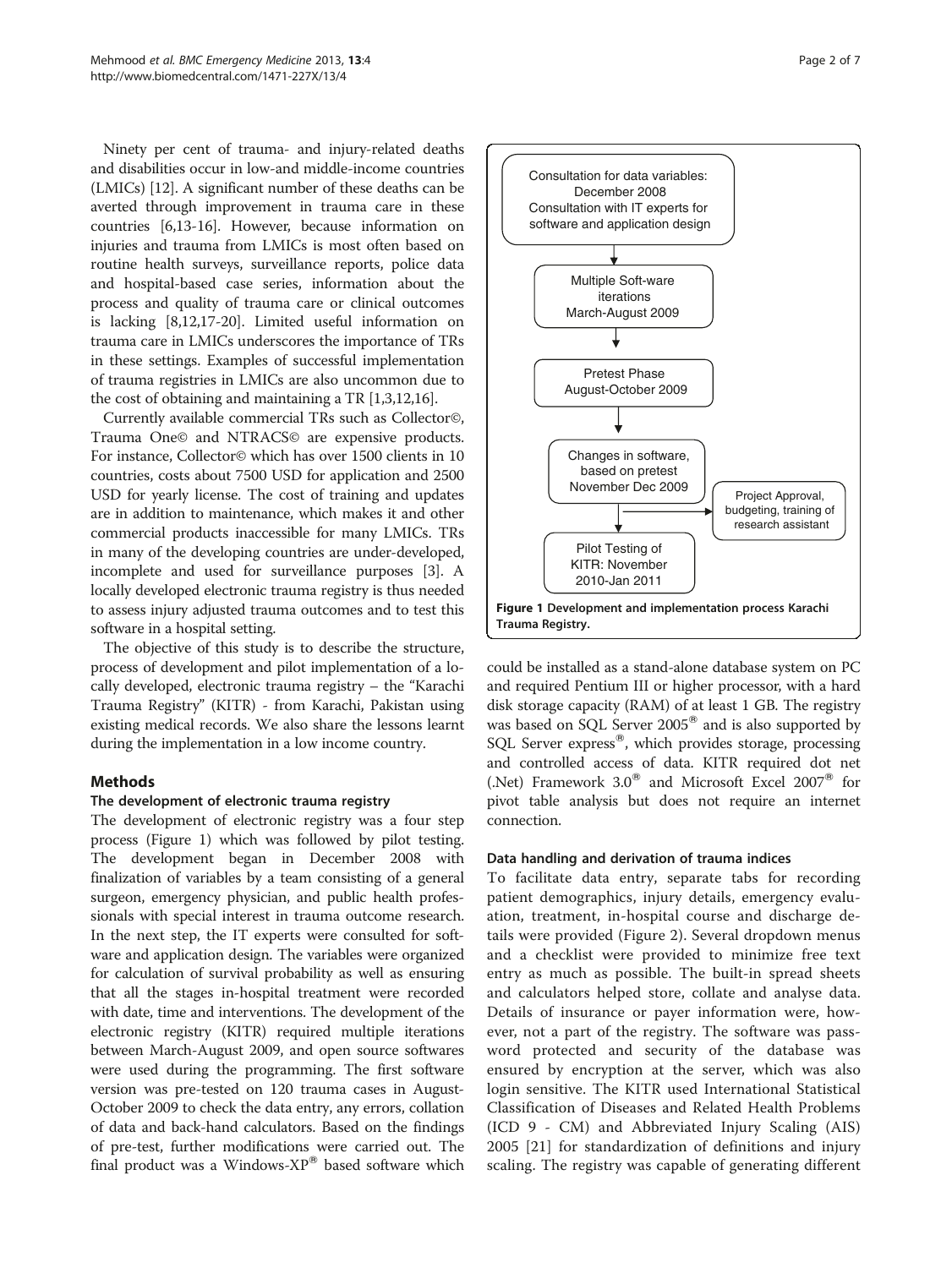Ninety per cent of trauma- and injury-related deaths and disabilities occur in low-and middle-income countries (LMICs) [12]. A significant number of these deaths can be averted through improvement in trauma care in these countries [6,13-16]. However, because information on injuries and trauma from LMICs is most often based on routine health surveys, surveillance reports, police data and hospital-based case series, information about the process and quality of trauma care or clinical outcomes is lacking [8,12,17-20]. Limited useful information on trauma care in LMICs underscores the importance of TRs in these settings. Examples of successful implementation of trauma registries in LMICs are also uncommon due to the cost of obtaining and maintaining a TR [1,3,12,16].

Currently available commercial TRs such as Collector©, Trauma One© and NTRACS© are expensive products. For instance, Collector© which has over 1500 clients in 10 countries, costs about 7500 USD for application and 2500 USD for yearly license. The cost of training and updates are in addition to maintenance, which makes it and other commercial products inaccessible for many LMICs. TRs in many of the developing countries are under-developed, incomplete and used for surveillance purposes [3]. A locally developed electronic trauma registry is thus needed to assess injury adjusted trauma outcomes and to test this software in a hospital setting.

The objective of this study is to describe the structure, process of development and pilot implementation of a locally developed, electronic trauma registry – the "Karachi Trauma Registry" (KITR) - from Karachi, Pakistan using existing medical records. We also share the lessons learnt during the implementation in a low income country.

## Methods

### The development of electronic trauma registry

The development of electronic registry was a four step process (Figure 1) which was followed by pilot testing. The development began in December 2008 with finalization of variables by a team consisting of a general surgeon, emergency physician, and public health professionals with special interest in trauma outcome research. In the next step, the IT experts were consulted for software and application design. The variables were organized for calculation of survival probability as well as ensuring that all the stages in-hospital treatment were recorded with date, time and interventions. The development of the electronic registry (KITR) required multiple iterations between March-August 2009, and open source softwares were used during the programming. The first software version was pre-tested on 120 trauma cases in August-October 2009 to check the data entry, any errors, collation of data and back-hand calculators. Based on the findings of pre-test, further modifications were carried out. The final product was a Windows-XP® based software which could be installed as a stand-alone database system on PC and required Pentium III or higher processor, with a hard disk storage capacity (RAM) of at least 1 GB. The registry was based on SQL Server 2005® and is also supported by SQL Server express®, which provides storage, processing and controlled access of data. KITR required dot net (.Net) Framework 3.0® and Microsoft Excel 2007® for pivot table analysis but does not require an internet connection.

Consultation for data variables: December 2008
Consultation with IT experts for software and application design
↓
Multiple Soft-ware iterations March-August 2009
↓
Pretest Phase August-October 2009
↓
Changes in software, based on pretest November Dec 2009 → Project Approval, budgeting, training of research assistant
↓
Pilot Testing of KITR: November 2010-Jan 2011

**Figure 1** Development and implementation process Karachi Trauma Registry.

### Data handling and derivation of trauma indices

To facilitate data entry, separate tabs for recording patient demographics, injury details, emergency evaluation, treatment, in-hospital course and discharge details were provided (Figure 2). Several dropdown menus and a checklist were provided to minimize free text entry as much as possible. The built-in spread sheets and calculators helped store, collate and analyse data. Details of insurance or payer information were, however, not a part of the registry. The software was password protected and security of the database was ensured by encryption at the server, which was also login sensitive. The KITR used International Statistical Classification of Diseases and Related Health Problems (ICD 9 - CM) and Abbreviated Injury Scaling (AIS) 2005 [21] for standardization of definitions and injury scaling. The registry was capable of generating different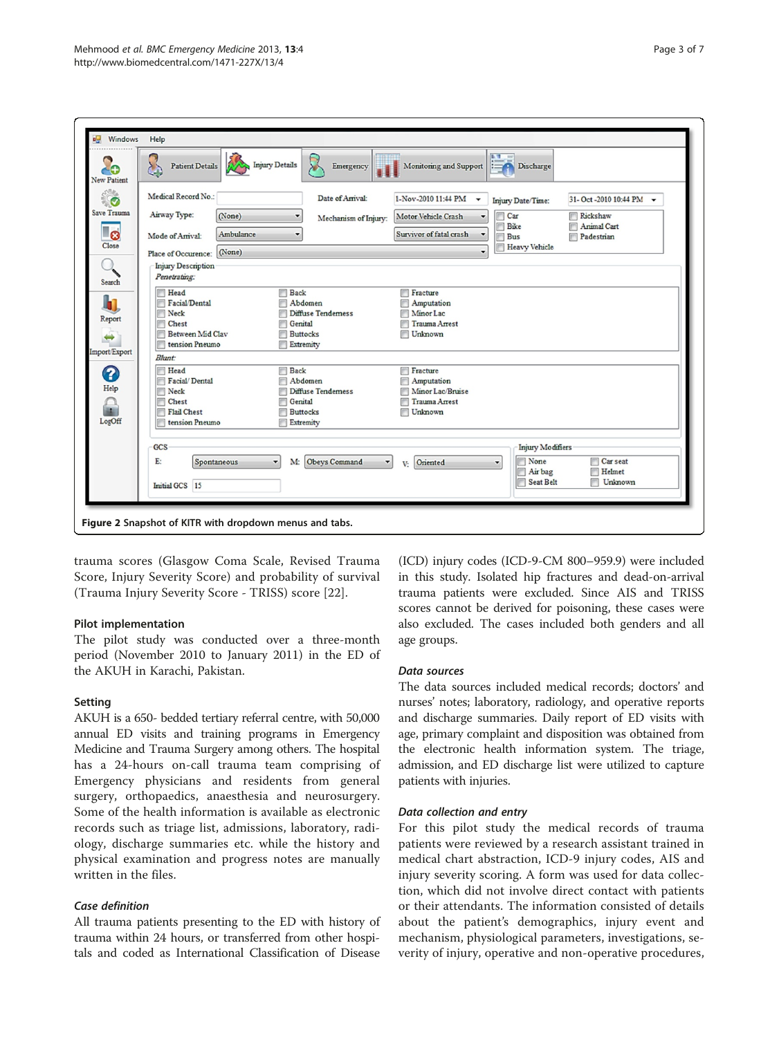Figure 2 Snapshot of KITR with dropdown menus and tabs.

trauma scores (Glasgow Coma Scale, Revised Trauma Score, Injury Severity Score) and probability of survival (Trauma Injury Severity Score - TRISS) score [22].

### Pilot implementation

The pilot study was conducted over a three-month period (November 2010 to January 2011) in the ED of the AKUH in Karachi, Pakistan.

### Setting

AKUH is a 650- bedded tertiary referral centre, with 50,000 annual ED visits and training programs in Emergency Medicine and Trauma Surgery among others. The hospital has a 24-hours on-call trauma team comprising of Emergency physicians and residents from general surgery, orthopaedics, anaesthesia and neurosurgery. Some of the health information is available as electronic records such as triage list, admissions, laboratory, radiology, discharge summaries etc. while the history and physical examination and progress notes are manually written in the files.

### *Case definition*

All trauma patients presenting to the ED with history of trauma within 24 hours, or transferred from other hospitals and coded as International Classification of Disease (ICD) injury codes (ICD-9-CM 800–959.9) were included in this study. Isolated hip fractures and dead-on-arrival trauma patients were excluded. Since AIS and TRISS scores cannot be derived for poisoning, these cases were also excluded. The cases included both genders and all age groups.

### *Data sources*

The data sources included medical records; doctors' and nurses' notes; laboratory, radiology, and operative reports and discharge summaries. Daily report of ED visits with age, primary complaint and disposition was obtained from the electronic health information system. The triage, admission, and ED discharge list were utilized to capture patients with injuries.

### *Data collection and entry*

For this pilot study the medical records of trauma patients were reviewed by a research assistant trained in medical chart abstraction, ICD-9 injury codes, AIS and injury severity scoring. A form was used for data collection, which did not involve direct contact with patients or their attendants. The information consisted of details about the patient's demographics, injury event and mechanism, physiological parameters, investigations, severity of injury, operative and non-operative procedures,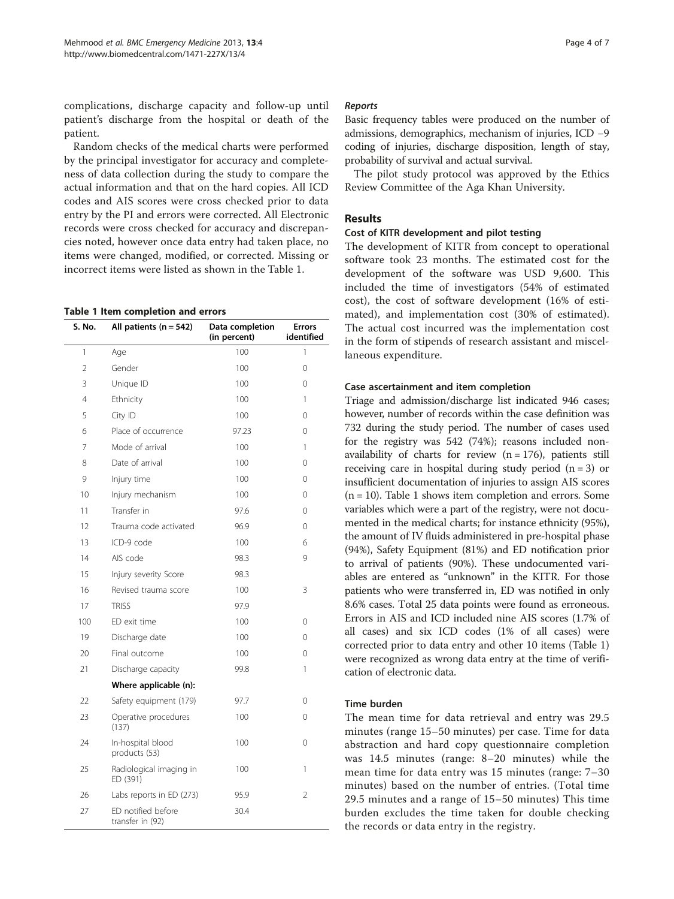complications, discharge capacity and follow-up until patient's discharge from the hospital or death of the patient.

Random checks of the medical charts were performed by the principal investigator for accuracy and completeness of data collection during the study to compare the actual information and that on the hard copies. All ICD codes and AIS scores were cross checked prior to data entry by the PI and errors were corrected. All Electronic records were cross checked for accuracy and discrepancies noted, however once data entry had taken place, no items were changed, modified, or corrected. Missing or incorrect items were listed as shown in the Table 1.

**Table 1 Item completion and errors**

| S. No. | All patients (n = 542) | Data completion (in percent) | Errors identified |
|---|---|---|---|
| 1 | Age | 100 | 1 |
| 2 | Gender | 100 | 0 |
| 3 | Unique ID | 100 | 0 |
| 4 | Ethnicity | 100 | 1 |
| 5 | City ID | 100 | 0 |
| 6 | Place of occurrence | 97.23 | 0 |
| 7 | Mode of arrival | 100 | 1 |
| 8 | Date of arrival | 100 | 0 |
| 9 | Injury time | 100 | 0 |
| 10 | Injury mechanism | 100 | 0 |
| 11 | Transfer in | 97.6 | 0 |
| 12 | Trauma code activated | 96.9 | 0 |
| 13 | ICD-9 code | 100 | 6 |
| 14 | AIS code | 98.3 | 9 |
| 15 | Injury severity Score | 98.3 | |
| 16 | Revised trauma score | 100 | 3 |
| 17 | TRISS | 97.9 | |
| 100 | ED exit time | 100 | 0 |
| 19 | Discharge date | 100 | 0 |
| 20 | Final outcome | 100 | 0 |
| 21 | Discharge capacity | 99.8 | 1 |
| | **Where applicable (n):** | | |
| 22 | Safety equipment (179) | 97.7 | 0 |
| 23 | Operative procedures (137) | 100 | 0 |
| 24 | In-hospital blood products (53) | 100 | 0 |
| 25 | Radiological imaging in ED (391) | 100 | 1 |
| 26 | Labs reports in ED (273) | 95.9 | 2 |
| 27 | ED notified before transfer in (92) | 30.4 | |

### *Reports*

Basic frequency tables were produced on the number of admissions, demographics, mechanism of injuries, ICD −9 coding of injuries, discharge disposition, length of stay, probability of survival and actual survival.

The pilot study protocol was approved by the Ethics Review Committee of the Aga Khan University.

## Results

### Cost of KITR development and pilot testing

The development of KITR from concept to operational software took 23 months. The estimated cost for the development of the software was USD 9,600. This included the time of investigators (54% of estimated cost), the cost of software development (16% of estimated), and implementation cost (30% of estimated). The actual cost incurred was the implementation cost in the form of stipends of research assistant and miscellaneous expenditure.

### Case ascertainment and item completion

Triage and admission/discharge list indicated 946 cases; however, number of records within the case definition was 732 during the study period. The number of cases used for the registry was 542 (74%); reasons included non-availability of charts for review (n = 176), patients still receiving care in hospital during study period (n = 3) or insufficient documentation of injuries to assign AIS scores (n = 10). Table 1 shows item completion and errors. Some variables which were a part of the registry, were not documented in the medical charts; for instance ethnicity (95%), the amount of IV fluids administered in pre-hospital phase (94%), Safety Equipment (81%) and ED notification prior to arrival of patients (90%). These undocumented variables are entered as "unknown" in the KITR. For those patients who were transferred in, ED was notified in only 8.6% cases. Total 25 data points were found as erroneous. Errors in AIS and ICD included nine AIS scores (1.7% of all cases) and six ICD codes (1% of all cases) were corrected prior to data entry and other 10 items (Table 1) were recognized as wrong data entry at the time of verification of electronic data.

### Time burden

The mean time for data retrieval and entry was 29.5 minutes (range 15–50 minutes) per case. Time for data abstraction and hard copy questionnaire completion was 14.5 minutes (range: 8–20 minutes) while the mean time for data entry was 15 minutes (range: 7–30 minutes) based on the number of entries. (Total time 29.5 minutes and a range of 15–50 minutes) This time burden excludes the time taken for double checking the records or data entry in the registry.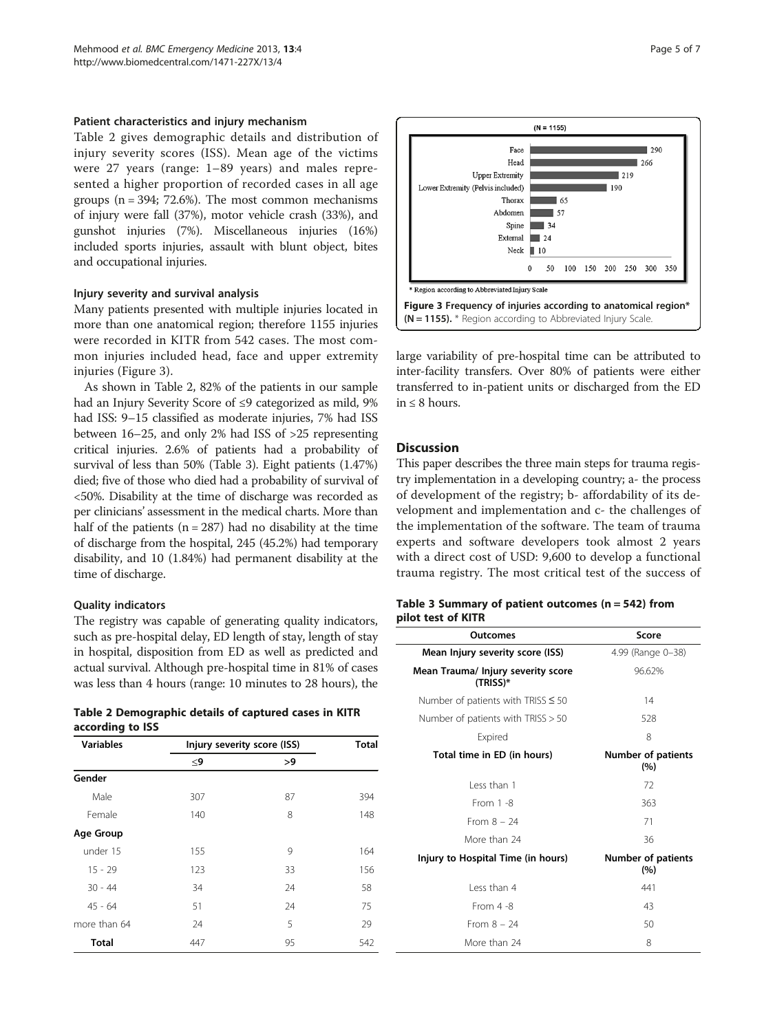### Patient characteristics and injury mechanism

Table 2 gives demographic details and distribution of injury severity scores (ISS). Mean age of the victims were 27 years (range: 1–89 years) and males represented a higher proportion of recorded cases in all age groups (n = 394; 72.6%). The most common mechanisms of injury were fall (37%), motor vehicle crash (33%), and gunshot injuries (7%). Miscellaneous injuries (16%) included sports injuries, assault with blunt object, bites and occupational injuries.

### Injury severity and survival analysis

Many patients presented with multiple injuries located in more than one anatomical region; therefore 1155 injuries were recorded in KITR from 542 cases. The most common injuries included head, face and upper extremity injuries (Figure 3).

As shown in Table 2, 82% of the patients in our sample had an Injury Severity Score of ≤9 categorized as mild, 9% had ISS: 9–15 classified as moderate injuries, 7% had ISS between 16–25, and only 2% had ISS of >25 representing critical injuries. 2.6% of patients had a probability of survival of less than 50% (Table 3). Eight patients (1.47%) died; five of those who died had a probability of survival of <50%. Disability at the time of discharge was recorded as per clinicians' assessment in the medical charts. More than half of the patients (n = 287) had no disability at the time of discharge from the hospital, 245 (45.2%) had temporary disability, and 10 (1.84%) had permanent disability at the time of discharge.

### Quality indicators

The registry was capable of generating quality indicators, such as pre-hospital delay, ED length of stay, length of stay in hospital, disposition from ED as well as predicted and actual survival. Although pre-hospital time in 81% of cases was less than 4 hours (range: 10 minutes to 28 hours), the large variability of pre-hospital time can be attributed to inter-facility transfers. Over 80% of patients were either transferred to in-patient units or discharged from the ED in ≤ 8 hours.

**Table 2 Demographic details of captured cases in KITR according to ISS**

| Variables | Injury severity score (ISS) | | Total |
|---|---|---|---|
| | ≤9 | >9 | |
| **Gender** | | | |
| Male | 307 | 87 | 394 |
| Female | 140 | 8 | 148 |
| **Age Group** | | | |
| under 15 | 155 | 9 | 164 |
| 15 - 29 | 123 | 33 | 156 |
| 30 - 44 | 34 | 24 | 58 |
| 45 - 64 | 51 | 24 | 75 |
| more than 64 | 24 | 5 | 29 |
| **Total** | 447 | 95 | 542 |

(N = 1155)

| Region | Frequency |
|---|---|
| Face | 290 |
| Head | 266 |
| Upper Extremity | 219 |
| Lower Extremity (Pelvis included) | 190 |
| Thorax | 65 |
| Abdomen | 57 |
| Spine | 34 |
| External | 24 |
| Neck | 10 |

\* Region according to Abbreviated Injury Scale

**Figure 3 Frequency of injuries according to anatomical region\* (N = 1155).** \* Region according to Abbreviated Injury Scale.

## Discussion

This paper describes the three main steps for trauma registry implementation in a developing country; a- the process of development of the registry; b- affordability of its development and implementation and c- the challenges of the implementation of the software. The team of trauma experts and software developers took almost 2 years with a direct cost of USD: 9,600 to develop a functional trauma registry. The most critical test of the success of

**Table 3 Summary of patient outcomes (n = 542) from pilot test of KITR**

| Outcomes | Score |
|---|---|
| **Mean Injury severity score (ISS)** | 4.99 (Range 0–38) |
| **Mean Trauma/ Injury severity score (TRISS)\*** | 96.62% |
| Number of patients with TRISS ≤ 50 | 14 |
| Number of patients with TRISS > 50 | 528 |
| Expired | 8 |
| **Total time in ED (in hours)** | **Number of patients (%)** |
| Less than 1 | 72 |
| From 1 -8 | 363 |
| From 8 – 24 | 71 |
| More than 24 | 36 |
| **Injury to Hospital Time (in hours)** | **Number of patients (%)** |
| Less than 4 | 441 |
| From 4 -8 | 43 |
| From 8 – 24 | 50 |
| More than 24 | 8 |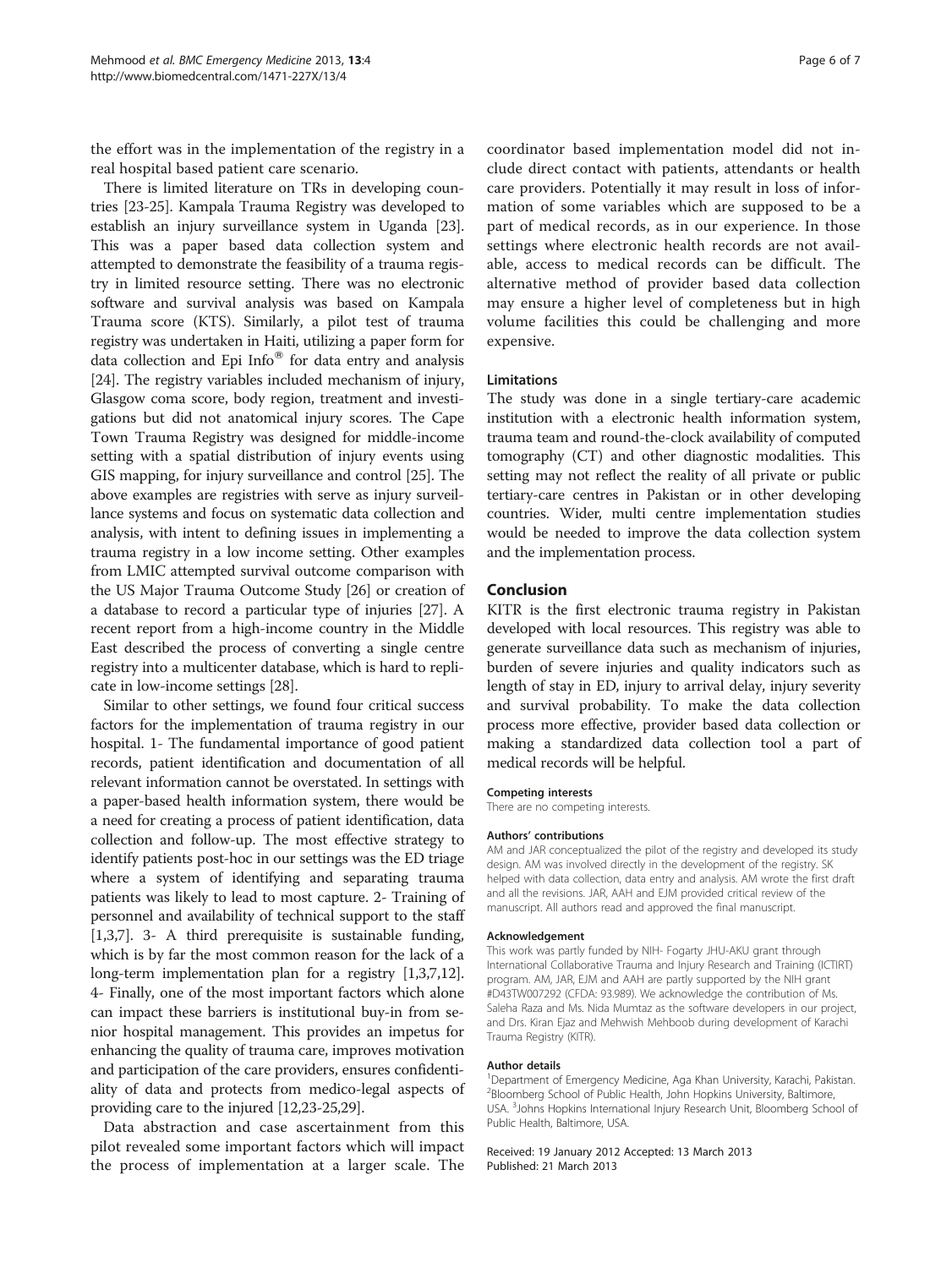the effort was in the implementation of the registry in a real hospital based patient care scenario.

There is limited literature on TRs in developing countries [23-25]. Kampala Trauma Registry was developed to establish an injury surveillance system in Uganda [23]. This was a paper based data collection system and attempted to demonstrate the feasibility of a trauma registry in limited resource setting. There was no electronic software and survival analysis was based on Kampala Trauma score (KTS). Similarly, a pilot test of trauma registry was undertaken in Haiti, utilizing a paper form for data collection and Epi Info® for data entry and analysis [24]. The registry variables included mechanism of injury, Glasgow coma score, body region, treatment and investigations but did not anatomical injury scores. The Cape Town Trauma Registry was designed for middle-income setting with a spatial distribution of injury events using GIS mapping, for injury surveillance and control [25]. The above examples are registries with serve as injury surveillance systems and focus on systematic data collection and analysis, with intent to defining issues in implementing a trauma registry in a low income setting. Other examples from LMIC attempted survival outcome comparison with the US Major Trauma Outcome Study [26] or creation of a database to record a particular type of injuries [27]. A recent report from a high-income country in the Middle East described the process of converting a single centre registry into a multicenter database, which is hard to replicate in low-income settings [28].

Similar to other settings, we found four critical success factors for the implementation of trauma registry in our hospital. 1- The fundamental importance of good patient records, patient identification and documentation of all relevant information cannot be overstated. In settings with a paper-based health information system, there would be a need for creating a process of patient identification, data collection and follow-up. The most effective strategy to identify patients post-hoc in our settings was the ED triage where a system of identifying and separating trauma patients was likely to lead to most capture. 2- Training of personnel and availability of technical support to the staff [1,3,7]. 3- A third prerequisite is sustainable funding, which is by far the most common reason for the lack of a long-term implementation plan for a registry [1,3,7,12]. 4- Finally, one of the most important factors which alone can impact these barriers is institutional buy-in from senior hospital management. This provides an impetus for enhancing the quality of trauma care, improves motivation and participation of the care providers, ensures confidentiality of data and protects from medico-legal aspects of providing care to the injured [12,23-25,29].

Data abstraction and case ascertainment from this pilot revealed some important factors which will impact the process of implementation at a larger scale. The coordinator based implementation model did not include direct contact with patients, attendants or health care providers. Potentially it may result in loss of information of some variables which are supposed to be a part of medical records, as in our experience. In those settings where electronic health records are not available, access to medical records can be difficult. The alternative method of provider based data collection may ensure a higher level of completeness but in high volume facilities this could be challenging and more expensive.

### Limitations

The study was done in a single tertiary-care academic institution with a electronic health information system, trauma team and round-the-clock availability of computed tomography (CT) and other diagnostic modalities. This setting may not reflect the reality of all private or public tertiary-care centres in Pakistan or in other developing countries. Wider, multi centre implementation studies would be needed to improve the data collection system and the implementation process.

## Conclusion

KITR is the first electronic trauma registry in Pakistan developed with local resources. This registry was able to generate surveillance data such as mechanism of injuries, burden of severe injuries and quality indicators such as length of stay in ED, injury to arrival delay, injury severity and survival probability. To make the data collection process more effective, provider based data collection or making a standardized data collection tool a part of medical records will be helpful.

#### Competing interests

There are no competing interests.

#### Authors' contributions

AM and JAR conceptualized the pilot of the registry and developed its study design. AM was involved directly in the development of the registry. SK helped with data collection, data entry and analysis. AM wrote the first draft and all the revisions. JAR, AAH and EJM provided critical review of the manuscript. All authors read and approved the final manuscript.

#### Acknowledgement

This work was partly funded by NIH- Fogarty JHU-AKU grant through International Collaborative Trauma and Injury Research and Training (ICTIRT) program. AM, JAR, EJM and AAH are partly supported by the NIH grant #D43TW007292 (CFDA: 93.989). We acknowledge the contribution of Ms. Saleha Raza and Ms. Nida Mumtaz as the software developers in our project, and Drs. Kiran Ejaz and Mehwish Mehboob during development of Karachi Trauma Registry (KITR).

#### Author details

[1]Department of Emergency Medicine, Aga Khan University, Karachi, Pakistan. [2]Bloomberg School of Public Health, John Hopkins University, Baltimore, USA. [3]Johns Hopkins International Injury Research Unit, Bloomberg School of Public Health, Baltimore, USA.

Received: 19 January 2012 Accepted: 13 March 2013
Published: 21 March 2013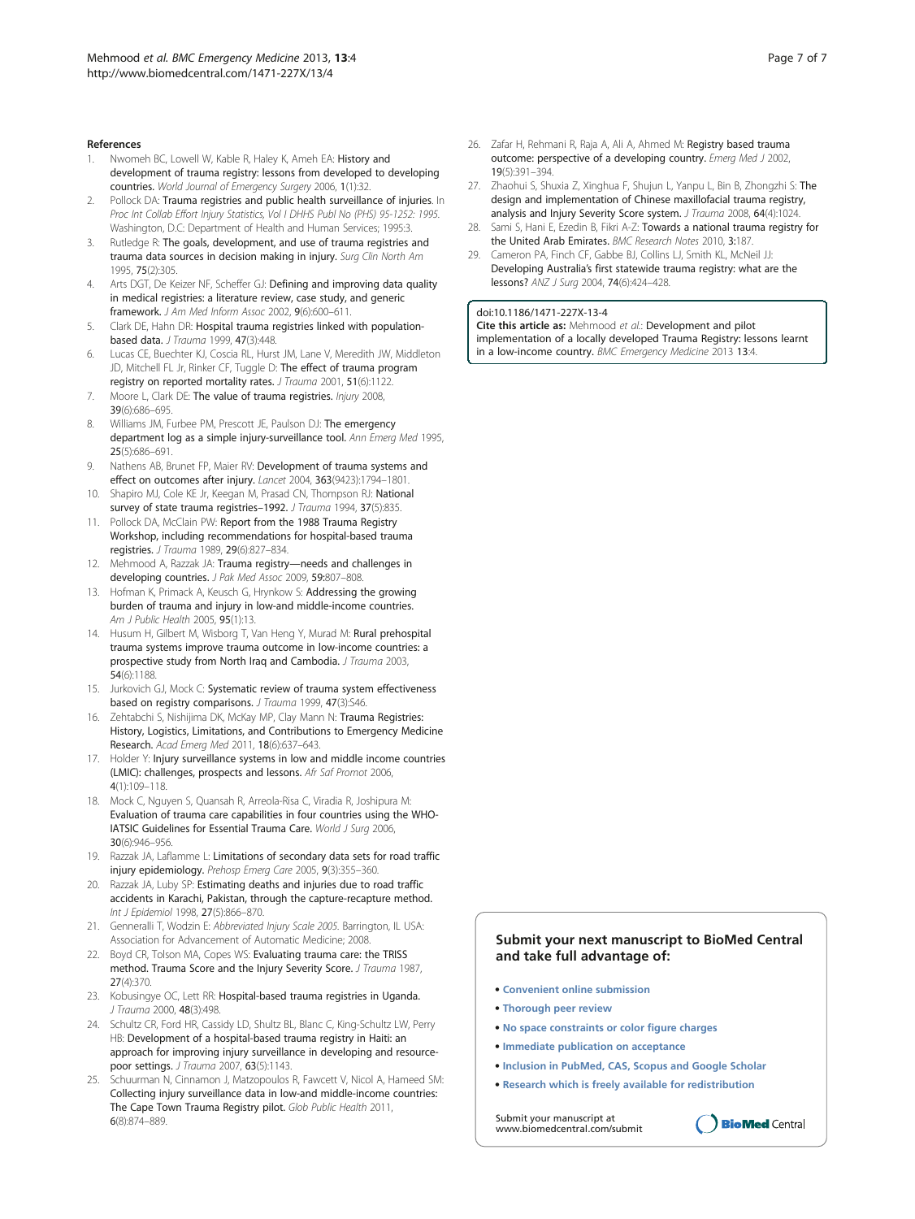## References

1. Nwomeh BC, Lowell W, Kable R, Haley K, Ameh EA: **History and development of trauma registry: lessons from developed to developing countries.** *World Journal of Emergency Surgery* 2006, **1**(1):32.
2. Pollock DA: **Trauma registries and public health surveillance of injuries.** In *Proc Int Collab Effort Injury Statistics, Vol I DHHS Publ No (PHS) 95-1252: 1995.* Washington, D.C: Department of Health and Human Services; 1995:3.
3. Rutledge R: **The goals, development, and use of trauma registries and trauma data sources in decision making in injury.** *Surg Clin North Am* 1995, **75**(2):305.
4. Arts DGT, De Keizer NF, Scheffer GJ: **Defining and improving data quality in medical registries: a literature review, case study, and generic framework.** *J Am Med Inform Assoc* 2002, **9**(6):600–611.
5. Clark DE, Hahn DR: **Hospital trauma registries linked with population-based data.** *J Trauma* 1999, **47**(3):448.
6. Lucas CE, Buechter KJ, Coscia RL, Hurst JM, Lane V, Meredith JW, Middleton JD, Mitchell FL Jr, Rinker CF, Tuggle D: **The effect of trauma program registry on reported mortality rates.** *J Trauma* 2001, **51**(6):1122.
7. Moore L, Clark DE: **The value of trauma registries.** *Injury* 2008, **39**(6):686–695.
8. Williams JM, Furbee PM, Prescott JE, Paulson DJ: **The emergency department log as a simple injury-surveillance tool.** *Ann Emerg Med* 1995, **25**(5):686–691.
9. Nathens AB, Brunet FP, Maier RV: **Development of trauma systems and effect on outcomes after injury.** *Lancet* 2004, **363**(9423):1794–1801.
10. Shapiro MJ, Cole KE Jr, Keegan M, Prasad CN, Thompson RJ: **National survey of state trauma registries–1992.** *J Trauma* 1994, **37**(5):835.
11. Pollock DA, McClain PW: **Report from the 1988 Trauma Registry Workshop, including recommendations for hospital-based trauma registries.** *J Trauma* 1989, **29**(6):827–834.
12. Mehmood A, Razzak JA: **Trauma registry—needs and challenges in developing countries.** *J Pak Med Assoc* 2009, **59:**807–808.
13. Hofman K, Primack A, Keusch G, Hrynkow S: **Addressing the growing burden of trauma and injury in low-and middle-income countries.** *Am J Public Health* 2005, **95**(1):13.
14. Husum H, Gilbert M, Wisborg T, Van Heng Y, Murad M: **Rural prehospital trauma systems improve trauma outcome in low-income countries: a prospective study from North Iraq and Cambodia.** *J Trauma* 2003, **54**(6):1188.
15. Jurkovich GJ, Mock C: **Systematic review of trauma system effectiveness based on registry comparisons.** *J Trauma* 1999, **47**(3):S46.
16. Zehtabchi S, Nishijima DK, McKay MP, Clay Mann N: **Trauma Registries: History, Logistics, Limitations, and Contributions to Emergency Medicine Research.** *Acad Emerg Med* 2011, **18**(6):637–643.
17. Holder Y: **Injury surveillance systems in low and middle income countries (LMIC): challenges, prospects and lessons.** *Afr Saf Promot* 2006, **4**(1):109–118.
18. Mock C, Nguyen S, Quansah R, Arreola-Risa C, Viradia R, Joshipura M: **Evaluation of trauma care capabilities in four countries using the WHO-IATSIC Guidelines for Essential Trauma Care.** *World J Surg* 2006, **30**(6):946–956.
19. Razzak JA, Laflamme L: **Limitations of secondary data sets for road traffic injury epidemiology.** *Prehosp Emerg Care* 2005, **9**(3):355–360.
20. Razzak JA, Luby SP: **Estimating deaths and injuries due to road traffic accidents in Karachi, Pakistan, through the capture-recapture method.** *Int J Epidemiol* 1998, **27**(5):866–870.
21. Genneralli T, Wodzin E: *Abbreviated Injury Scale 2005.* Barrington, IL USA: Association for Advancement of Automatic Medicine; 2008.
22. Boyd CR, Tolson MA, Copes WS: **Evaluating trauma care: the TRISS method. Trauma Score and the Injury Severity Score.** *J Trauma* 1987, **27**(4):370.
23. Kobusingye OC, Lett RR: **Hospital-based trauma registries in Uganda.** *J Trauma* 2000, **48**(3):498.
24. Schultz CR, Ford HR, Cassidy LD, Shultz BL, Blanc C, King-Schultz LW, Perry HB: **Development of a hospital-based trauma registry in Haiti: an approach for improving injury surveillance in developing and resource-poor settings.** *J Trauma* 2007, **63**(5):1143.
25. Schuurman N, Cinnamon J, Matzopoulos R, Fawcett V, Nicol A, Hameed SM: **Collecting injury surveillance data in low-and middle-income countries: The Cape Town Trauma Registry pilot.** *Glob Public Health* 2011, **6**(8):874–889.
26. Zafar H, Rehmani R, Raja A, Ali A, Ahmed M: **Registry based trauma outcome: perspective of a developing country.** *Emerg Med J* 2002, **19**(5):391–394.
27. Zhaohui S, Shuxia Z, Xinghua F, Shujun L, Yanpu L, Bin B, Zhongzhi S: **The design and implementation of Chinese maxillofacial trauma registry, analysis and Injury Severity Score system.** *J Trauma* 2008, **64**(4):1024.
28. Sami S, Hani E, Ezedin B, Fikri A-Z: **Towards a national trauma registry for the United Arab Emirates.** *BMC Research Notes* 2010, **3:**187.
29. Cameron PA, Finch CF, Gabbe BJ, Collins LJ, Smith KL, McNeil JJ: **Developing Australia's first statewide trauma registry: what are the lessons?** *ANZ J Surg* 2004, **74**(6):424–428.

doi:10.1186/1471-227X-13-4

**Cite this article as:** Mehmood *et al.*: Development and pilot implementation of a locally developed Trauma Registry: lessons learnt in a low-income country. *BMC Emergency Medicine* 2013 **13**:4.

**Submit your next manuscript to BioMed Central and take full advantage of:**

- **Convenient online submission**
- **Thorough peer review**
- **No space constraints or color figure charges**
- **Immediate publication on acceptance**
- **Inclusion in PubMed, CAS, Scopus and Google Scholar**
- **Research which is freely available for redistribution**

Submit your manuscript at www.biomedcentral.com/submit

BioMed Central